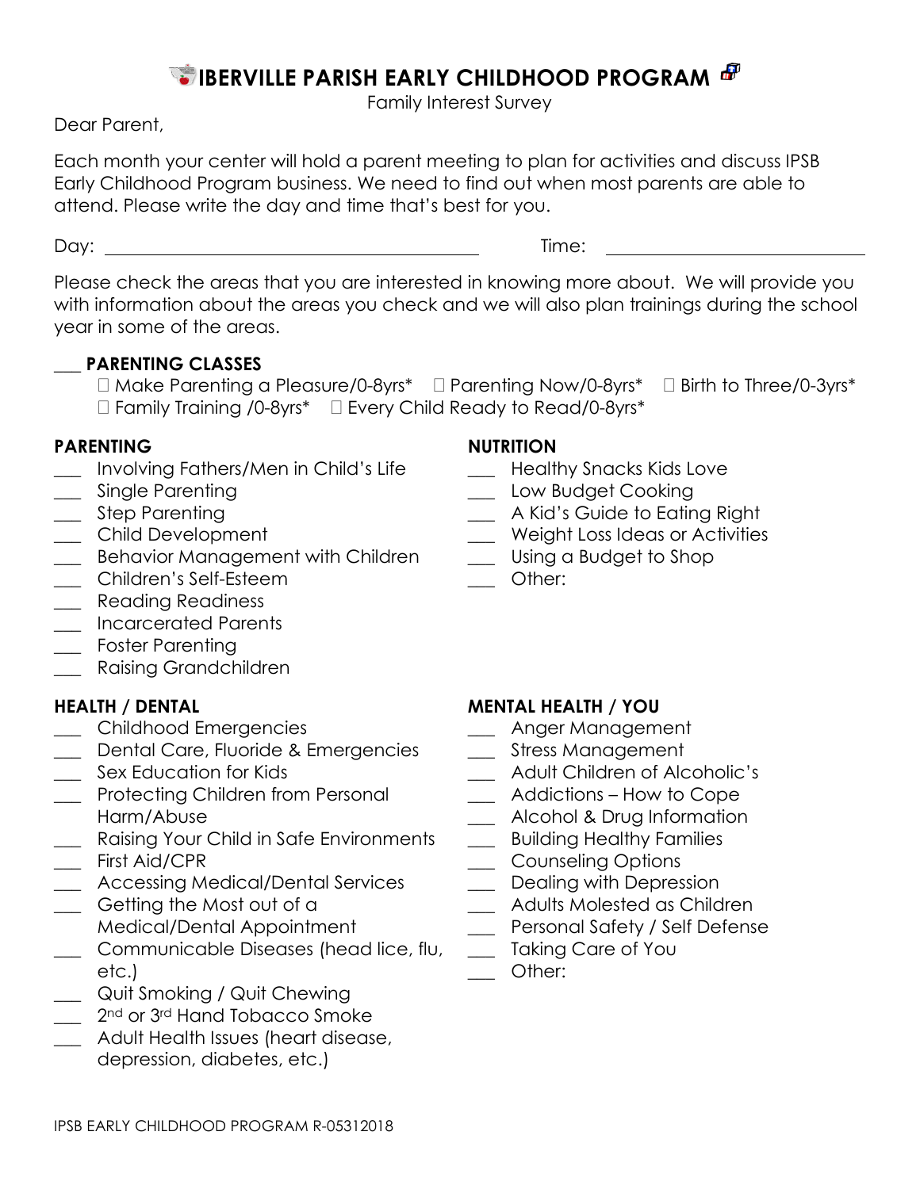# IBERVILLE PARISH EARLY CHILDHOOD PROGRAM

Family Interest Survey

Dear Parent,

Each month your center will hold a parent meeting to plan for activities and discuss IPSB Early Childhood Program business. We need to find out when most parents are able to attend. Please write the day and time that's best for you.

Day: ________________________________ Time: ____________________

Please check the areas that you are interested in knowing more about. We will provide you with information about the areas you check and we will also plan trainings during the school year in some of the areas.

___ **PARENTING CLASSES**

- ☐ Make Parenting a Pleasure/0-8yrs*
- ☐ Parenting Now/0-8yrs*
- ☐ Birth to Three/0-3yrs*
- ☐ Family Training /0-8yrs*
- ☐ Every Child Ready to Read/0-8yrs*

**PARENTING**

___ Involving Fathers/Men in Child's Life
___ Single Parenting
___ Step Parenting
___ Child Development
___ Behavior Management with Children
___ Children's Self-Esteem
___ Reading Readiness
___ Incarcerated Parents
___ Foster Parenting
___ Raising Grandchildren

**NUTRITION**

___ Healthy Snacks Kids Love
___ Low Budget Cooking
___ A Kid's Guide to Eating Right
___ Weight Loss Ideas or Activities
___ Using a Budget to Shop
___ Other:

**HEALTH / DENTAL**

___ Childhood Emergencies
___ Dental Care, Fluoride & Emergencies
___ Sex Education for Kids
___ Protecting Children from Personal Harm/Abuse
___ Raising Your Child in Safe Environments
___ First Aid/CPR
___ Accessing Medical/Dental Services
___ Getting the Most out of a Medical/Dental Appointment
___ Communicable Diseases (head lice, flu, etc.)
___ Quit Smoking / Quit Chewing
___ 2nd or 3rd Hand Tobacco Smoke
___ Adult Health Issues (heart disease, depression, diabetes, etc.)

**MENTAL HEALTH / YOU**

___ Anger Management
___ Stress Management
___ Adult Children of Alcoholic's
___ Addictions – How to Cope
___ Alcohol & Drug Information
___ Building Healthy Families
___ Counseling Options
___ Dealing with Depression
___ Adults Molested as Children
___ Personal Safety / Self Defense
___ Taking Care of You
___ Other:

IPSB EARLY CHILDHOOD PROGRAM R-05312018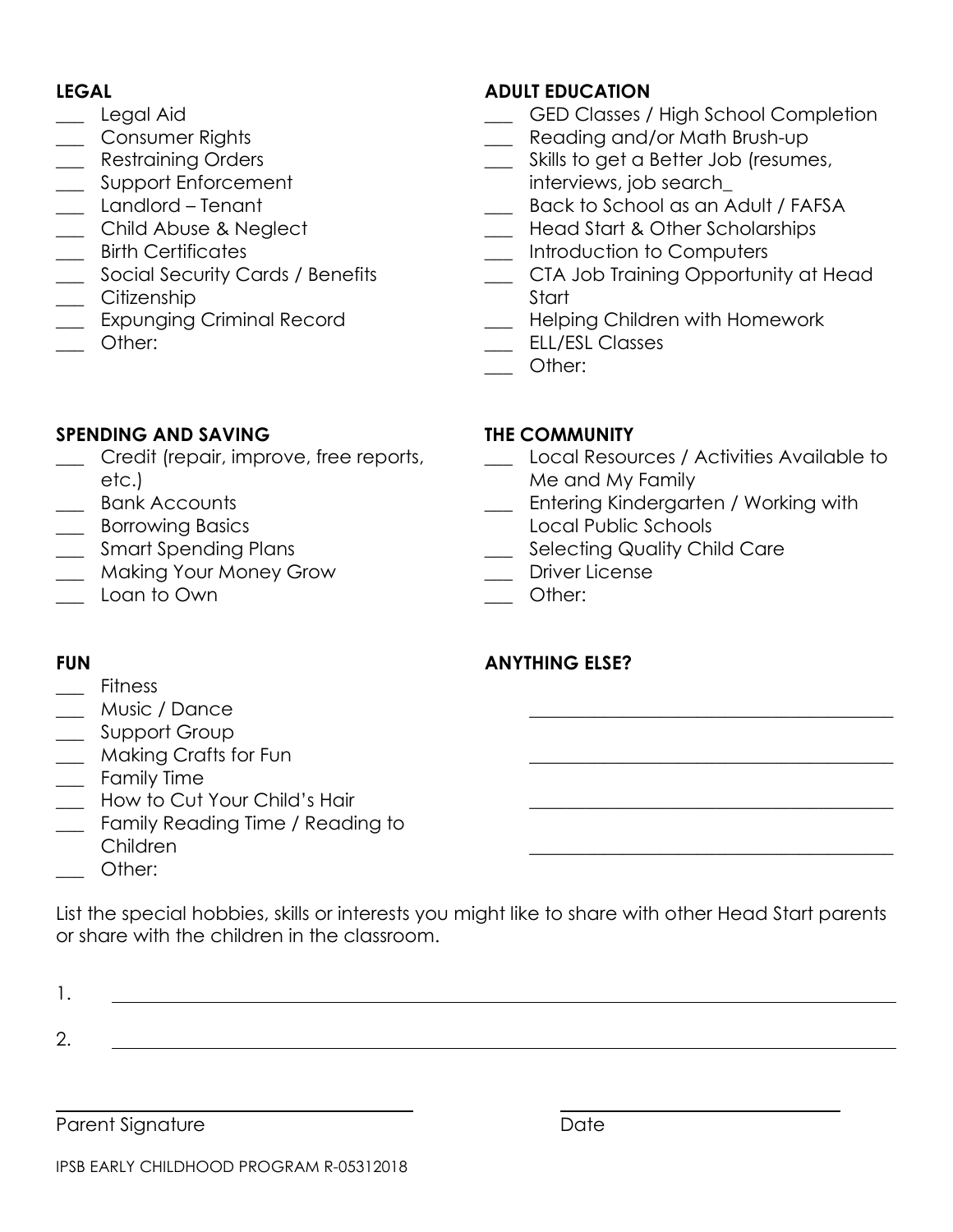**LEGAL**

___ Legal Aid
___ Consumer Rights
___ Restraining Orders
___ Support Enforcement
___ Landlord – Tenant
___ Child Abuse & Neglect
___ Birth Certificates
___ Social Security Cards / Benefits
___ Citizenship
___ Expunging Criminal Record
___ Other:

**ADULT EDUCATION**

___ GED Classes / High School Completion
___ Reading and/or Math Brush-up
___ Skills to get a Better Job (resumes, interviews, job search_
___ Back to School as an Adult / FAFSA
___ Head Start & Other Scholarships
___ Introduction to Computers
___ CTA Job Training Opportunity at Head Start
___ Helping Children with Homework
___ ELL/ESL Classes
___ Other:

**SPENDING AND SAVING**

___ Credit (repair, improve, free reports, etc.)
___ Bank Accounts
___ Borrowing Basics
___ Smart Spending Plans
___ Making Your Money Grow
___ Loan to Own

**THE COMMUNITY**

___ Local Resources / Activities Available to Me and My Family
___ Entering Kindergarten / Working with Local Public Schools
___ Selecting Quality Child Care
___ Driver License
___ Other:

**FUN**

___ Fitness
___ Music / Dance
___ Support Group
___ Making Crafts for Fun
___ Family Time
___ How to Cut Your Child's Hair
___ Family Reading Time / Reading to Children
___ Other:

**ANYTHING ELSE?**

______________________________________

______________________________________

______________________________________

______________________________________

List the special hobbies, skills or interests you might like to share with other Head Start parents or share with the children in the classroom.

1. ______________________________________

2. ______________________________________

______________________________ ______________________________
Parent Signature Date

IPSB EARLY CHILDHOOD PROGRAM R-05312018